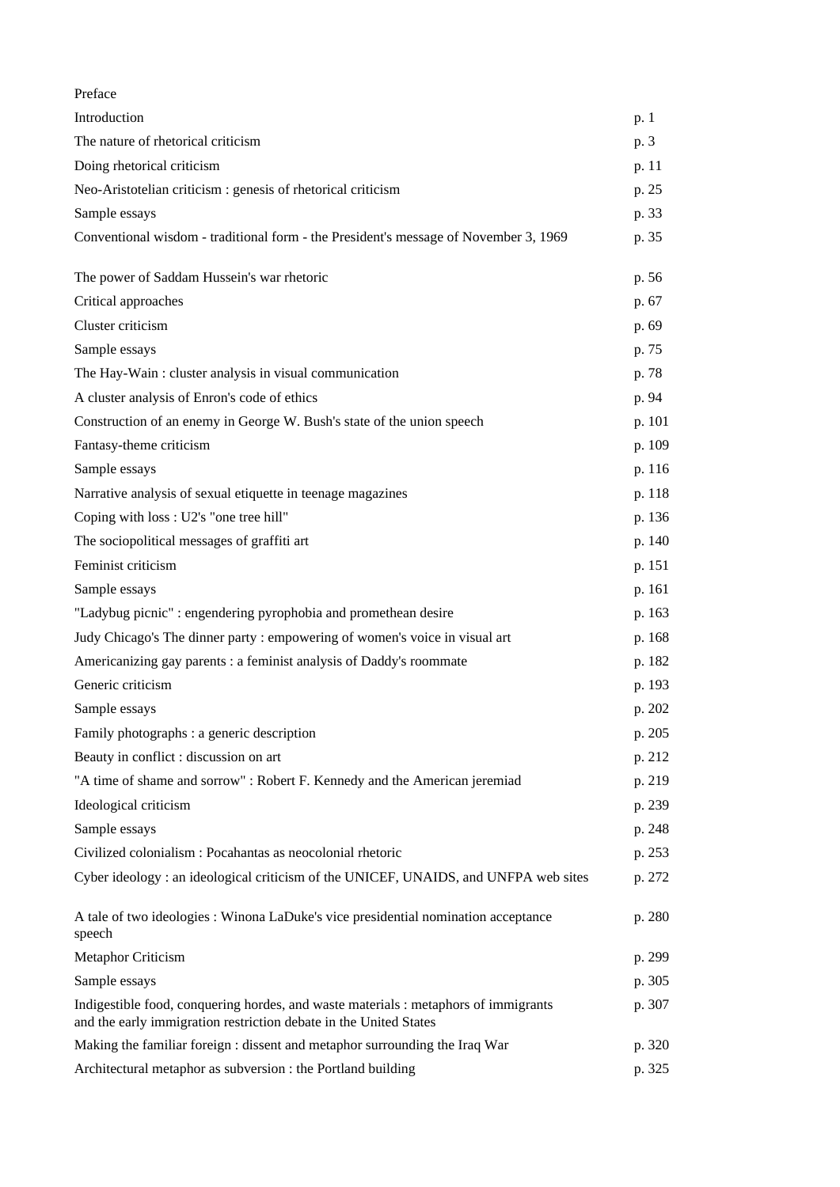| | |
|---|---|
| Preface | |
| Introduction | p. 1 |
| The nature of rhetorical criticism | p. 3 |
| Doing rhetorical criticism | p. 11 |
| Neo-Aristotelian criticism : genesis of rhetorical criticism | p. 25 |
| Sample essays | p. 33 |
| Conventional wisdom - traditional form - the President's message of November 3, 1969 | p. 35 |
| The power of Saddam Hussein's war rhetoric | p. 56 |
| Critical approaches | p. 67 |
| Cluster criticism | p. 69 |
| Sample essays | p. 75 |
| The Hay-Wain : cluster analysis in visual communication | p. 78 |
| A cluster analysis of Enron's code of ethics | p. 94 |
| Construction of an enemy in George W. Bush's state of the union speech | p. 101 |
| Fantasy-theme criticism | p. 109 |
| Sample essays | p. 116 |
| Narrative analysis of sexual etiquette in teenage magazines | p. 118 |
| Coping with loss : U2's "one tree hill" | p. 136 |
| The sociopolitical messages of graffiti art | p. 140 |
| Feminist criticism | p. 151 |
| Sample essays | p. 161 |
| "Ladybug picnic" : engendering pyrophobia and promethean desire | p. 163 |
| Judy Chicago's The dinner party : empowering of women's voice in visual art | p. 168 |
| Americanizing gay parents : a feminist analysis of Daddy's roommate | p. 182 |
| Generic criticism | p. 193 |
| Sample essays | p. 202 |
| Family photographs : a generic description | p. 205 |
| Beauty in conflict : discussion on art | p. 212 |
| "A time of shame and sorrow" : Robert F. Kennedy and the American jeremiad | p. 219 |
| Ideological criticism | p. 239 |
| Sample essays | p. 248 |
| Civilized colonialism : Pocahantas as neocolonial rhetoric | p. 253 |
| Cyber ideology : an ideological criticism of the UNICEF, UNAIDS, and UNFPA web sites | p. 272 |
| A tale of two ideologies : Winona LaDuke's vice presidential nomination acceptance speech | p. 280 |
| Metaphor Criticism | p. 299 |
| Sample essays | p. 305 |
| Indigestible food, conquering hordes, and waste materials : metaphors of immigrants and the early immigration restriction debate in the United States | p. 307 |
| Making the familiar foreign : dissent and metaphor surrounding the Iraq War | p. 320 |
| Architectural metaphor as subversion : the Portland building | p. 325 |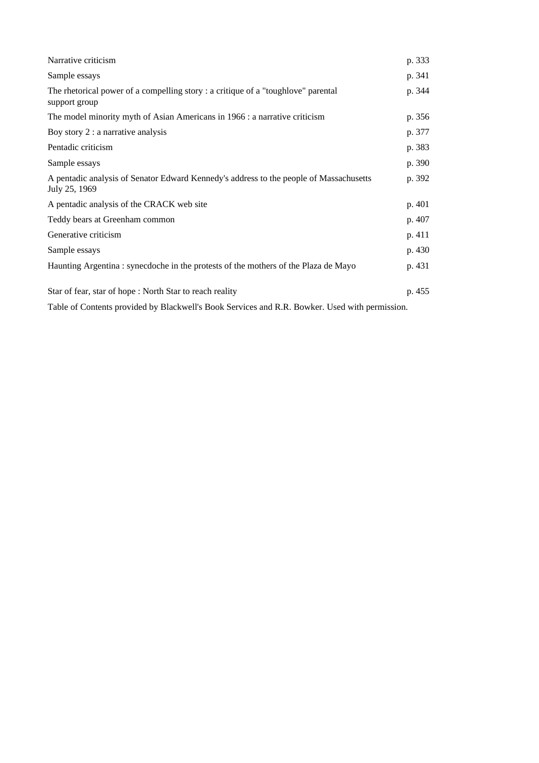| | |
|---|---|
| Narrative criticism | p. 333 |
| Sample essays | p. 341 |
| The rhetorical power of a compelling story : a critique of a "toughlove" parental support group | p. 344 |
| The model minority myth of Asian Americans in 1966 : a narrative criticism | p. 356 |
| Boy story 2 : a narrative analysis | p. 377 |
| Pentadic criticism | p. 383 |
| Sample essays | p. 390 |
| A pentadic analysis of Senator Edward Kennedy's address to the people of Massachusetts July 25, 1969 | p. 392 |
| A pentadic analysis of the CRACK web site | p. 401 |
| Teddy bears at Greenham common | p. 407 |
| Generative criticism | p. 411 |
| Sample essays | p. 430 |
| Haunting Argentina : synecdoche in the protests of the mothers of the Plaza de Mayo | p. 431 |
| Star of fear, star of hope : North Star to reach reality | p. 455 |

Table of Contents provided by Blackwell's Book Services and R.R. Bowker. Used with permission.